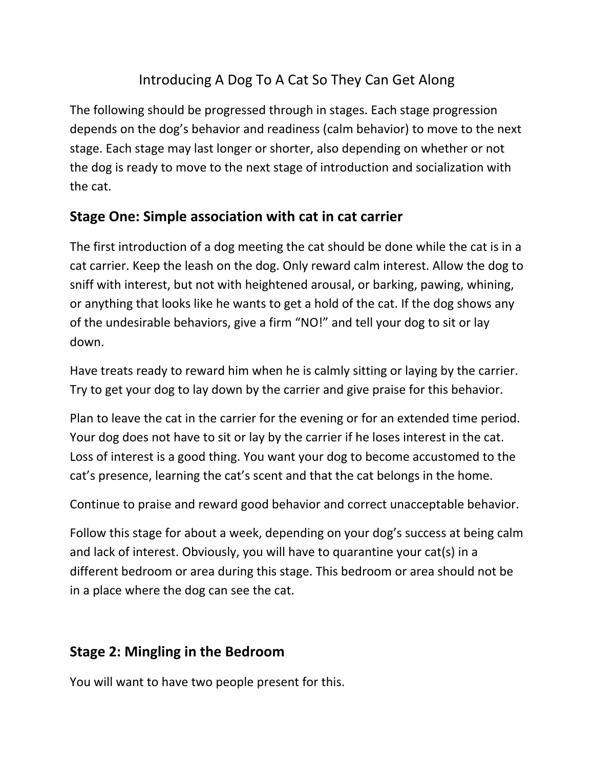# Introducing A Dog To A Cat So They Can Get Along

The following should be progressed through in stages. Each stage progression depends on the dog's behavior and readiness (calm behavior) to move to the next stage. Each stage may last longer or shorter, also depending on whether or not the dog is ready to move to the next stage of introduction and socialization with the cat.

## Stage One: Simple association with cat in cat carrier

The first introduction of a dog meeting the cat should be done while the cat is in a cat carrier. Keep the leash on the dog. Only reward calm interest. Allow the dog to sniff with interest, but not with heightened arousal, or barking, pawing, whining, or anything that looks like he wants to get a hold of the cat. If the dog shows any of the undesirable behaviors, give a firm "NO!" and tell your dog to sit or lay down.

Have treats ready to reward him when he is calmly sitting or laying by the carrier. Try to get your dog to lay down by the carrier and give praise for this behavior.

Plan to leave the cat in the carrier for the evening or for an extended time period. Your dog does not have to sit or lay by the carrier if he loses interest in the cat. Loss of interest is a good thing. You want your dog to become accustomed to the cat's presence, learning the cat's scent and that the cat belongs in the home.

Continue to praise and reward good behavior and correct unacceptable behavior.

Follow this stage for about a week, depending on your dog's success at being calm and lack of interest. Obviously, you will have to quarantine your cat(s) in a different bedroom or area during this stage. This bedroom or area should not be in a place where the dog can see the cat.

## Stage 2: Mingling in the Bedroom

You will want to have two people present for this.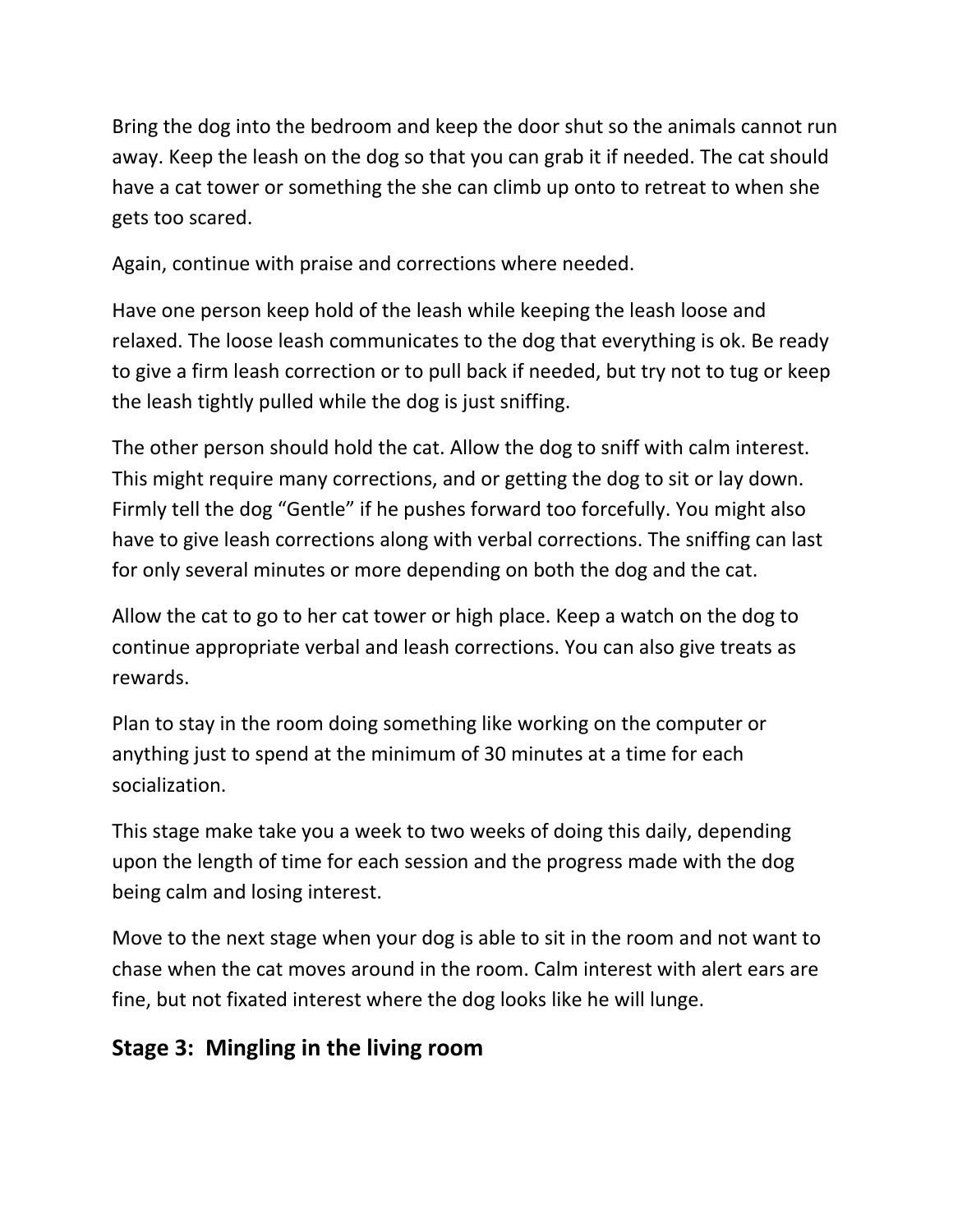Bring the dog into the bedroom and keep the door shut so the animals cannot run away. Keep the leash on the dog so that you can grab it if needed. The cat should have a cat tower or something the she can climb up onto to retreat to when she gets too scared.

Again, continue with praise and corrections where needed.

Have one person keep hold of the leash while keeping the leash loose and relaxed. The loose leash communicates to the dog that everything is ok. Be ready to give a firm leash correction or to pull back if needed, but try not to tug or keep the leash tightly pulled while the dog is just sniffing.

The other person should hold the cat. Allow the dog to sniff with calm interest. This might require many corrections, and or getting the dog to sit or lay down. Firmly tell the dog "Gentle" if he pushes forward too forcefully. You might also have to give leash corrections along with verbal corrections. The sniffing can last for only several minutes or more depending on both the dog and the cat.

Allow the cat to go to her cat tower or high place. Keep a watch on the dog to continue appropriate verbal and leash corrections. You can also give treats as rewards.

Plan to stay in the room doing something like working on the computer or anything just to spend at the minimum of 30 minutes at a time for each socialization.

This stage make take you a week to two weeks of doing this daily, depending upon the length of time for each session and the progress made with the dog being calm and losing interest.

Move to the next stage when your dog is able to sit in the room and not want to chase when the cat moves around in the room. Calm interest with alert ears are fine, but not fixated interest where the dog looks like he will lunge.

## Stage 3: Mingling in the living room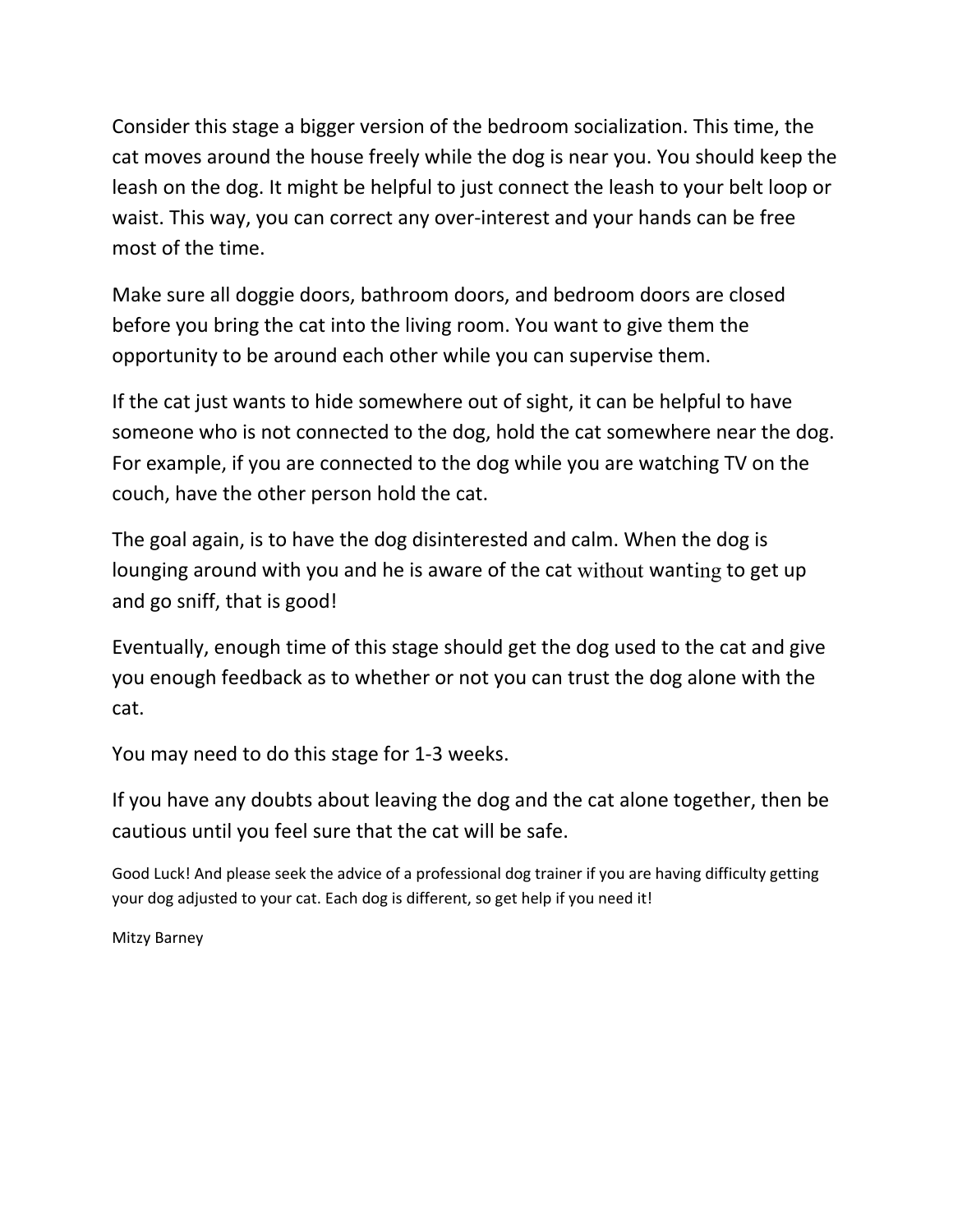Consider this stage a bigger version of the bedroom socialization. This time, the cat moves around the house freely while the dog is near you. You should keep the leash on the dog. It might be helpful to just connect the leash to your belt loop or waist. This way, you can correct any over-interest and your hands can be free most of the time.

Make sure all doggie doors, bathroom doors, and bedroom doors are closed before you bring the cat into the living room. You want to give them the opportunity to be around each other while you can supervise them.

If the cat just wants to hide somewhere out of sight, it can be helpful to have someone who is not connected to the dog, hold the cat somewhere near the dog. For example, if you are connected to the dog while you are watching TV on the couch, have the other person hold the cat.

The goal again, is to have the dog disinterested and calm. When the dog is lounging around with you and he is aware of the cat without wanting to get up and go sniff, that is good!

Eventually, enough time of this stage should get the dog used to the cat and give you enough feedback as to whether or not you can trust the dog alone with the cat.

You may need to do this stage for 1-3 weeks.

If you have any doubts about leaving the dog and the cat alone together, then be cautious until you feel sure that the cat will be safe.

Good Luck! And please seek the advice of a professional dog trainer if you are having difficulty getting your dog adjusted to your cat. Each dog is different, so get help if you need it!

Mitzy Barney